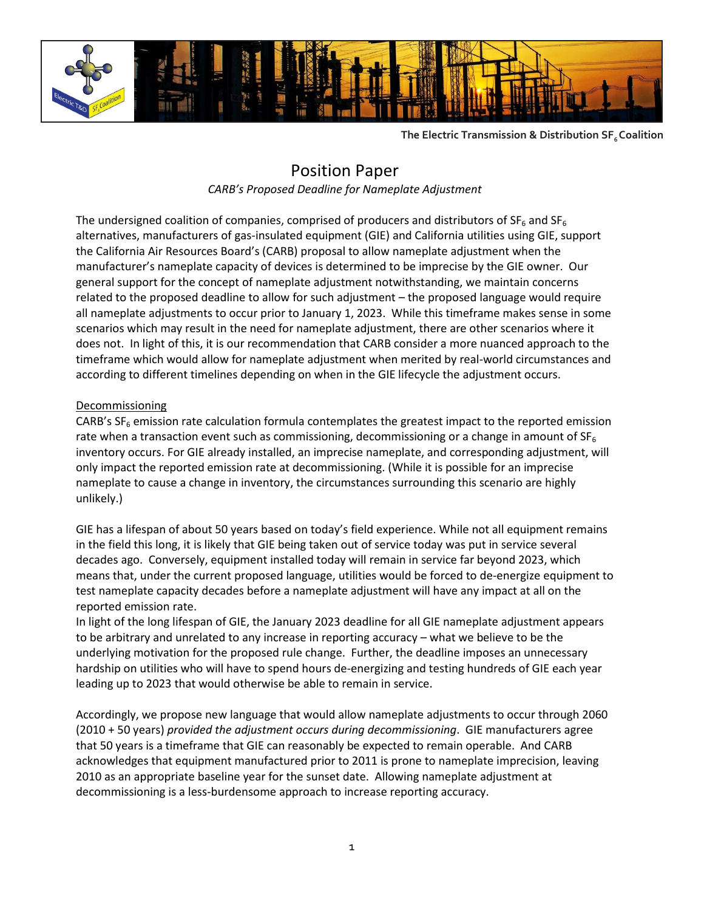The Electric Transmission & Distribution $SF_6$ Coalition

# Position Paper

*CARB's Proposed Deadline for Nameplate Adjustment*

The undersigned coalition of companies, comprised of producers and distributors of $SF_6$ and $SF_6$ alternatives, manufacturers of gas-insulated equipment (GIE) and California utilities using GIE, support the California Air Resources Board's (CARB) proposal to allow nameplate adjustment when the manufacturer's nameplate capacity of devices is determined to be imprecise by the GIE owner. Our general support for the concept of nameplate adjustment notwithstanding, we maintain concerns related to the proposed deadline to allow for such adjustment – the proposed language would require all nameplate adjustments to occur prior to January 1, 2023. While this timeframe makes sense in some scenarios which may result in the need for nameplate adjustment, there are other scenarios where it does not. In light of this, it is our recommendation that CARB consider a more nuanced approach to the timeframe which would allow for nameplate adjustment when merited by real-world circumstances and according to different timelines depending on when in the GIE lifecycle the adjustment occurs.

## Decommissioning

CARB's $SF_6$ emission rate calculation formula contemplates the greatest impact to the reported emission rate when a transaction event such as commissioning, decommissioning or a change in amount of $SF_6$ inventory occurs. For GIE already installed, an imprecise nameplate, and corresponding adjustment, will only impact the reported emission rate at decommissioning. (While it is possible for an imprecise nameplate to cause a change in inventory, the circumstances surrounding this scenario are highly unlikely.)

GIE has a lifespan of about 50 years based on today's field experience. While not all equipment remains in the field this long, it is likely that GIE being taken out of service today was put in service several decades ago. Conversely, equipment installed today will remain in service far beyond 2023, which means that, under the current proposed language, utilities would be forced to de-energize equipment to test nameplate capacity decades before a nameplate adjustment will have any impact at all on the reported emission rate.

In light of the long lifespan of GIE, the January 2023 deadline for all GIE nameplate adjustment appears to be arbitrary and unrelated to any increase in reporting accuracy – what we believe to be the underlying motivation for the proposed rule change. Further, the deadline imposes an unnecessary hardship on utilities who will have to spend hours de-energizing and testing hundreds of GIE each year leading up to 2023 that would otherwise be able to remain in service.

Accordingly, we propose new language that would allow nameplate adjustments to occur through 2060 (2010 + 50 years) *provided the adjustment occurs during decommissioning*. GIE manufacturers agree that 50 years is a timeframe that GIE can reasonably be expected to remain operable. And CARB acknowledges that equipment manufactured prior to 2011 is prone to nameplate imprecision, leaving 2010 as an appropriate baseline year for the sunset date. Allowing nameplate adjustment at decommissioning is a less-burdensome approach to increase reporting accuracy.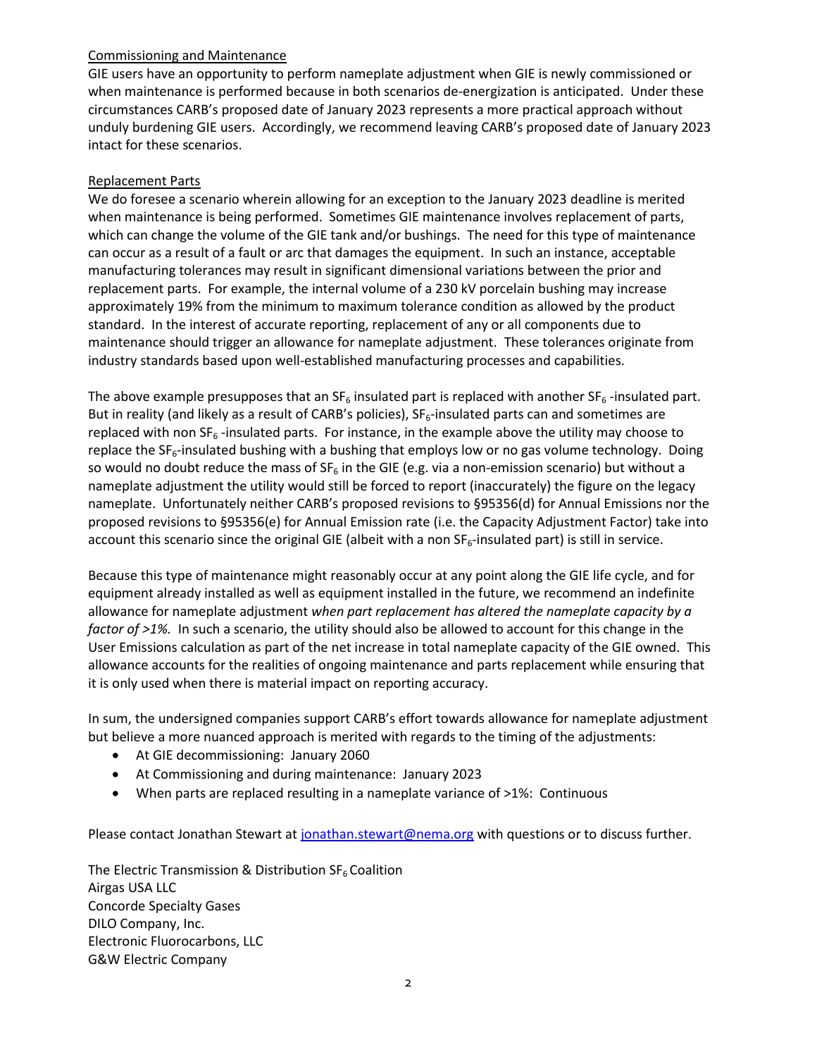Commissioning and Maintenance

GIE users have an opportunity to perform nameplate adjustment when GIE is newly commissioned or when maintenance is performed because in both scenarios de-energization is anticipated. Under these circumstances CARB's proposed date of January 2023 represents a more practical approach without unduly burdening GIE users. Accordingly, we recommend leaving CARB's proposed date of January 2023 intact for these scenarios.

Replacement Parts

We do foresee a scenario wherein allowing for an exception to the January 2023 deadline is merited when maintenance is being performed. Sometimes GIE maintenance involves replacement of parts, which can change the volume of the GIE tank and/or bushings. The need for this type of maintenance can occur as a result of a fault or arc that damages the equipment. In such an instance, acceptable manufacturing tolerances may result in significant dimensional variations between the prior and replacement parts. For example, the internal volume of a 230 kV porcelain bushing may increase approximately 19% from the minimum to maximum tolerance condition as allowed by the product standard. In the interest of accurate reporting, replacement of any or all components due to maintenance should trigger an allowance for nameplate adjustment. These tolerances originate from industry standards based upon well-established manufacturing processes and capabilities.

The above example presupposes that an $SF_6$ insulated part is replaced with another $SF_6$ -insulated part. But in reality (and likely as a result of CARB's policies), $SF_6$-insulated parts can and sometimes are replaced with non $SF_6$ -insulated parts. For instance, in the example above the utility may choose to replace the $SF_6$-insulated bushing with a bushing that employs low or no gas volume technology. Doing so would no doubt reduce the mass of $SF_6$ in the GIE (e.g. via a non-emission scenario) but without a nameplate adjustment the utility would still be forced to report (inaccurately) the figure on the legacy nameplate. Unfortunately neither CARB's proposed revisions to §95356(d) for Annual Emissions nor the proposed revisions to §95356(e) for Annual Emission rate (i.e. the Capacity Adjustment Factor) take into account this scenario since the original GIE (albeit with a non $SF_6$-insulated part) is still in service.

Because this type of maintenance might reasonably occur at any point along the GIE life cycle, and for equipment already installed as well as equipment installed in the future, we recommend an indefinite allowance for nameplate adjustment *when part replacement has altered the nameplate capacity by a factor of >1%.* In such a scenario, the utility should also be allowed to account for this change in the User Emissions calculation as part of the net increase in total nameplate capacity of the GIE owned. This allowance accounts for the realities of ongoing maintenance and parts replacement while ensuring that it is only used when there is material impact on reporting accuracy.

In sum, the undersigned companies support CARB's effort towards allowance for nameplate adjustment but believe a more nuanced approach is merited with regards to the timing of the adjustments:

- At GIE decommissioning: January 2060
- At Commissioning and during maintenance: January 2023
- When parts are replaced resulting in a nameplate variance of >1%: Continuous

Please contact Jonathan Stewart at jonathan.stewart@nema.org with questions or to discuss further.

The Electric Transmission & Distribution $SF_6$ Coalition
Airgas USA LLC
Concorde Specialty Gases
DILO Company, Inc.
Electronic Fluorocarbons, LLC
G&W Electric Company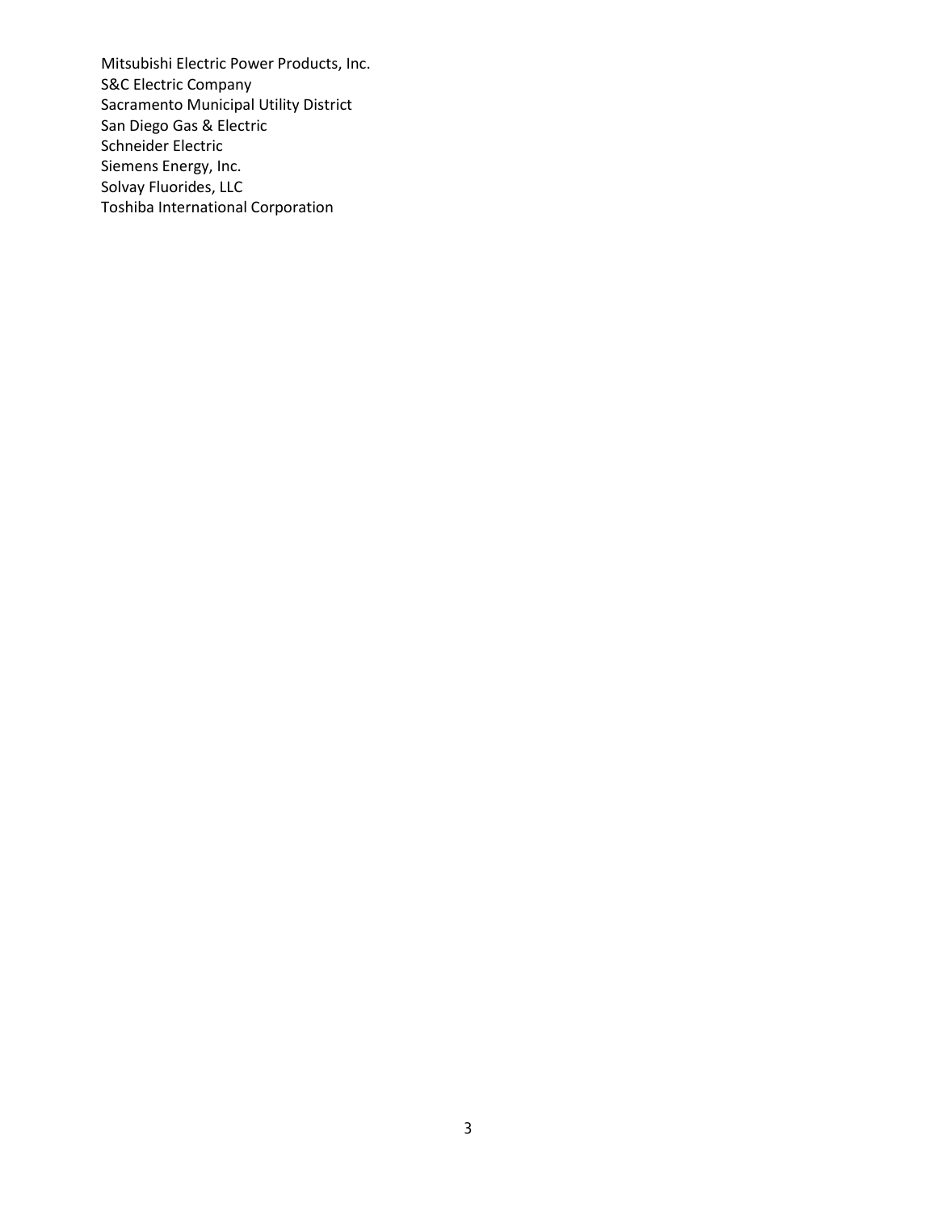Mitsubishi Electric Power Products, Inc.
S&C Electric Company
Sacramento Municipal Utility District
San Diego Gas & Electric
Schneider Electric
Siemens Energy, Inc.
Solvay Fluorides, LLC
Toshiba International Corporation